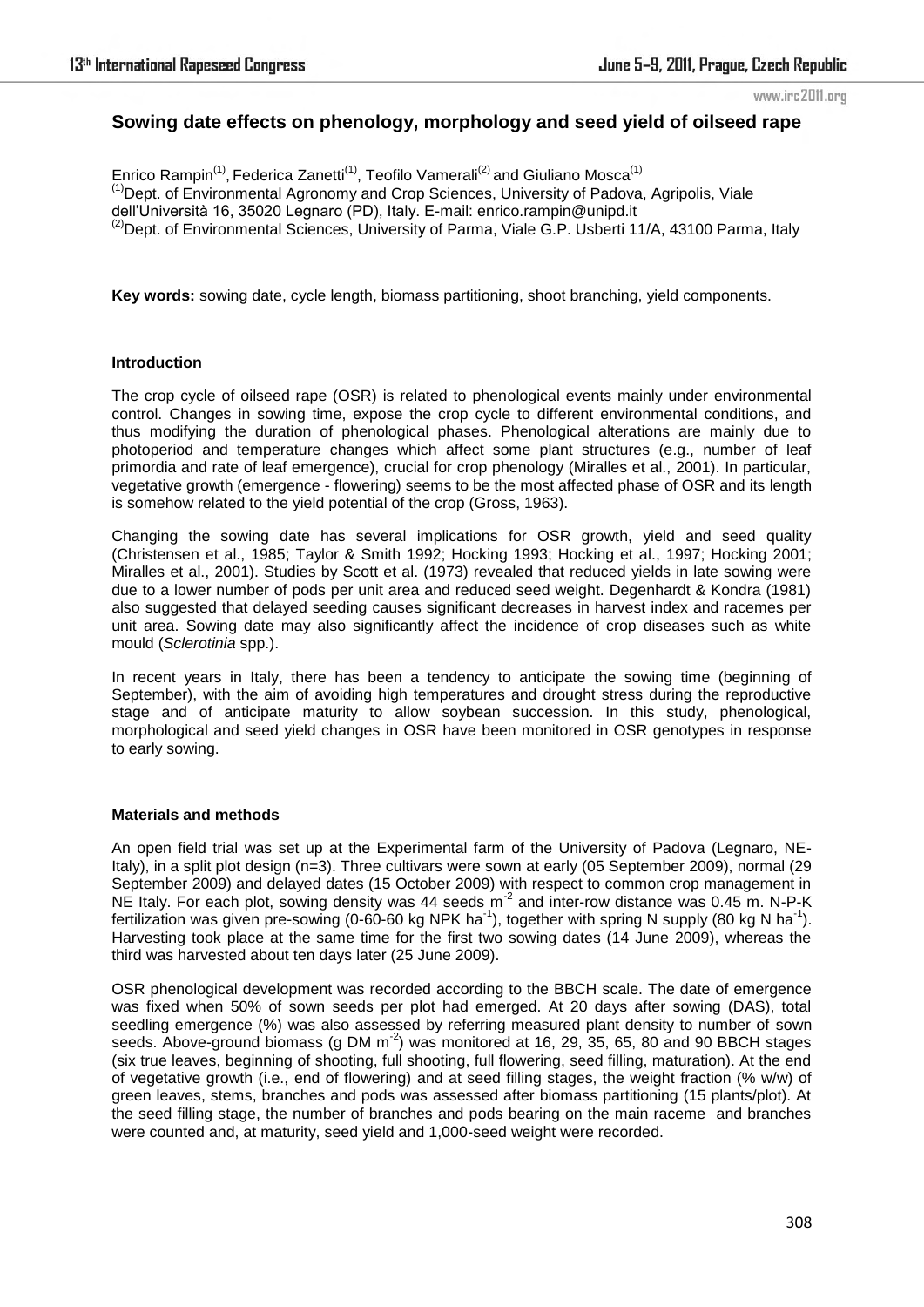# Sowing date effects on phenology, morphology and seed yield of oilseed rape

Enrico Rampin[(1)], Federica Zanetti[(1)], Teofilo Vamerali[(2)] and Giuliano Mosca[(1)]

[(1)]Dept. of Environmental Agronomy and Crop Sciences, University of Padova, Agripolis, Viale dell'Università 16, 35020 Legnaro (PD), Italy. E-mail: enrico.rampin@unipd.it

[(2)]Dept. of Environmental Sciences, University of Parma, Viale G.P. Usberti 11/A, 43100 Parma, Italy

**Key words:** sowing date, cycle length, biomass partitioning, shoot branching, yield components.

## Introduction

The crop cycle of oilseed rape (OSR) is related to phenological events mainly under environmental control. Changes in sowing time, expose the crop cycle to different environmental conditions, and thus modifying the duration of phenological phases. Phenological alterations are mainly due to photoperiod and temperature changes which affect some plant structures (e.g., number of leaf primordia and rate of leaf emergence), crucial for crop phenology (Miralles et al., 2001). In particular, vegetative growth (emergence - flowering) seems to be the most affected phase of OSR and its length is somehow related to the yield potential of the crop (Gross, 1963).

Changing the sowing date has several implications for OSR growth, yield and seed quality (Christensen et al., 1985; Taylor & Smith 1992; Hocking 1993; Hocking et al., 1997; Hocking 2001; Miralles et al., 2001). Studies by Scott et al. (1973) revealed that reduced yields in late sowing were due to a lower number of pods per unit area and reduced seed weight. Degenhardt & Kondra (1981) also suggested that delayed seeding causes significant decreases in harvest index and racemes per unit area. Sowing date may also significantly affect the incidence of crop diseases such as white mould (*Sclerotinia* spp.).

In recent years in Italy, there has been a tendency to anticipate the sowing time (beginning of September), with the aim of avoiding high temperatures and drought stress during the reproductive stage and of anticipate maturity to allow soybean succession. In this study, phenological, morphological and seed yield changes in OSR have been monitored in OSR genotypes in response to early sowing.

## Materials and methods

An open field trial was set up at the Experimental farm of the University of Padova (Legnaro, NE-Italy), in a split plot design (n=3). Three cultivars were sown at early (05 September 2009), normal (29 September 2009) and delayed dates (15 October 2009) with respect to common crop management in NE Italy. For each plot, sowing density was 44 seeds $m^{-2}$ and inter-row distance was 0.45 m. N-P-K fertilization was given pre-sowing (0-60-60 kg NPK $ha^{-1}$), together with spring N supply (80 kg N $ha^{-1}$). Harvesting took place at the same time for the first two sowing dates (14 June 2009), whereas the third was harvested about ten days later (25 June 2009).

OSR phenological development was recorded according to the BBCH scale. The date of emergence was fixed when 50% of sown seeds per plot had emerged. At 20 days after sowing (DAS), total seedling emergence (%) was also assessed by referring measured plant density to number of sown seeds. Above-ground biomass (g DM $m^{-2}$) was monitored at 16, 29, 35, 65, 80 and 90 BBCH stages (six true leaves, beginning of shooting, full shooting, full flowering, seed filling, maturation). At the end of vegetative growth (i.e., end of flowering) and at seed filling stages, the weight fraction (% w/w) of green leaves, stems, branches and pods was assessed after biomass partitioning (15 plants/plot). At the seed filling stage, the number of branches and pods bearing on the main raceme and branches were counted and, at maturity, seed yield and 1,000-seed weight were recorded.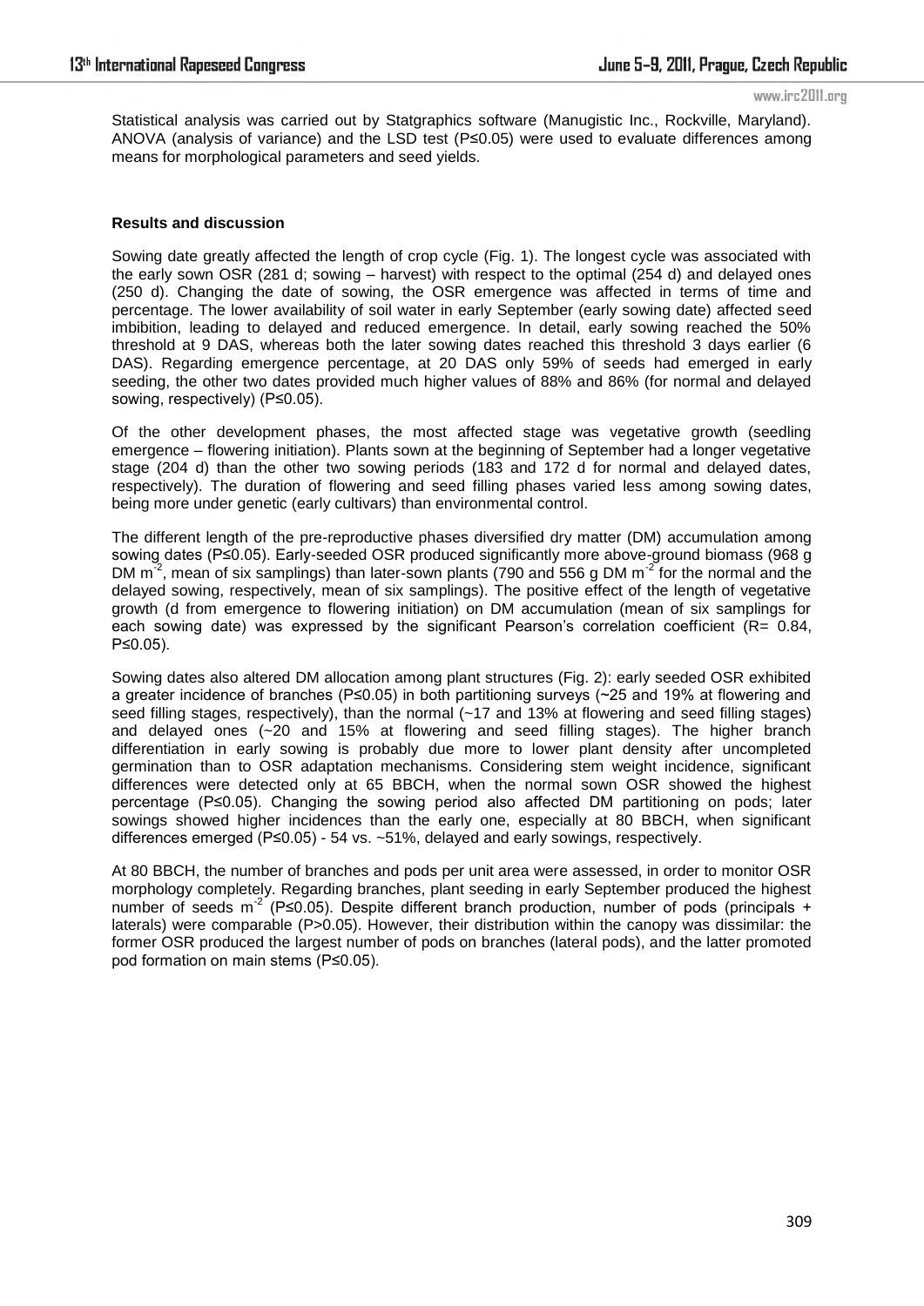Statistical analysis was carried out by Statgraphics software (Manugistic Inc., Rockville, Maryland). ANOVA (analysis of variance) and the LSD test ($P \le 0.05$) were used to evaluate differences among means for morphological parameters and seed yields.

**Results and discussion**

Sowing date greatly affected the length of crop cycle (Fig. 1). The longest cycle was associated with the early sown OSR (281 d; sowing – harvest) with respect to the optimal (254 d) and delayed ones (250 d). Changing the date of sowing, the OSR emergence was affected in terms of time and percentage. The lower availability of soil water in early September (early sowing date) affected seed imbibition, leading to delayed and reduced emergence. In detail, early sowing reached the 50% threshold at 9 DAS, whereas both the later sowing dates reached this threshold 3 days earlier (6 DAS). Regarding emergence percentage, at 20 DAS only 59% of seeds had emerged in early seeding, the other two dates provided much higher values of 88% and 86% (for normal and delayed sowing, respectively) ($P \le 0.05$).

Of the other development phases, the most affected stage was vegetative growth (seedling emergence – flowering initiation). Plants sown at the beginning of September had a longer vegetative stage (204 d) than the other two sowing periods (183 and 172 d for normal and delayed dates, respectively). The duration of flowering and seed filling phases varied less among sowing dates, being more under genetic (early cultivars) than environmental control.

The different length of the pre-reproductive phases diversified dry matter (DM) accumulation among sowing dates ($P \le 0.05$). Early-seeded OSR produced significantly more above-ground biomass (968 g DM $m^{-2}$, mean of six samplings) than later-sown plants (790 and 556 g DM $m^{-2}$ for the normal and the delayed sowing, respectively, mean of six samplings). The positive effect of the length of vegetative growth (d from emergence to flowering initiation) on DM accumulation (mean of six samplings for each sowing date) was expressed by the significant Pearson's correlation coefficient ($R = 0.84$, $P \le 0.05$).

Sowing dates also altered DM allocation among plant structures (Fig. 2): early seeded OSR exhibited a greater incidence of branches ($P \le 0.05$) in both partitioning surveys (~25 and 19% at flowering and seed filling stages, respectively), than the normal (~17 and 13% at flowering and seed filling stages) and delayed ones (~20 and 15% at flowering and seed filling stages). The higher branch differentiation in early sowing is probably due more to lower plant density after uncompleted germination than to OSR adaptation mechanisms. Considering stem weight incidence, significant differences were detected only at 65 BBCH, when the normal sown OSR showed the highest percentage ($P \le 0.05$). Changing the sowing period also affected DM partitioning on pods; later sowings showed higher incidences than the early one, especially at 80 BBCH, when significant differences emerged ($P \le 0.05$) - 54 vs. ~51%, delayed and early sowings, respectively.

At 80 BBCH, the number of branches and pods per unit area were assessed, in order to monitor OSR morphology completely. Regarding branches, plant seeding in early September produced the highest number of seeds $m^{-2}$ ($P \le 0.05$). Despite different branch production, number of pods (principals + laterals) were comparable ($P > 0.05$). However, their distribution within the canopy was dissimilar: the former OSR produced the largest number of pods on branches (lateral pods), and the latter promoted pod formation on main stems ($P \le 0.05$).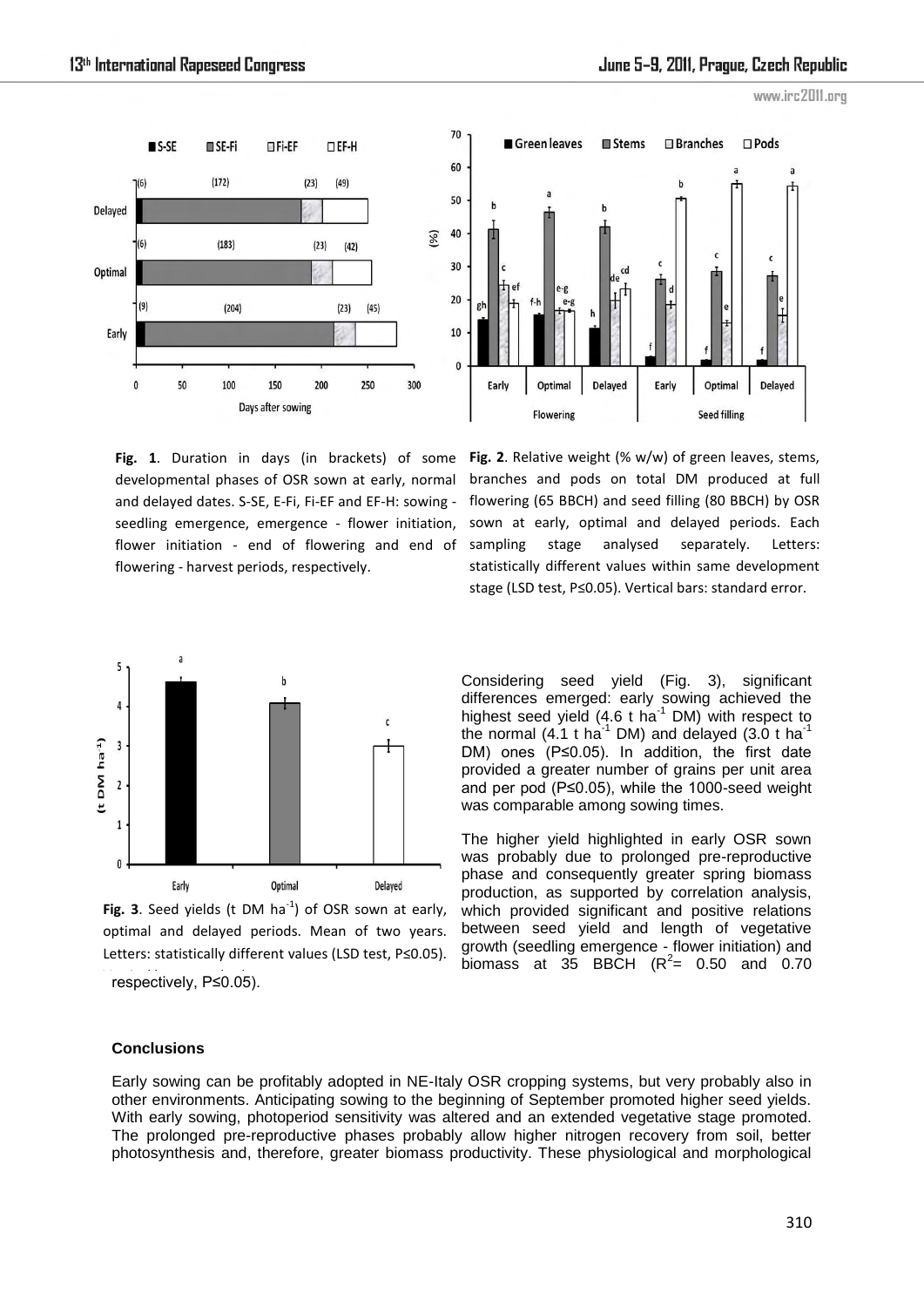Fig. 1. Duration in days (in brackets) of some developmental phases of OSR sown at early, normal and delayed dates. S-SE, E-Fi, Fi-EF and EF-H: sowing - seedling emergence, emergence - flower initiation, flower initiation - end of flowering and end of flowering - harvest periods, respectively.

Fig. 2. Relative weight (% w/w) of green leaves, stems, branches and pods on total DM produced at full flowering (65 BBCH) and seed filling (80 BBCH) by OSR sown at early, optimal and delayed periods. Each sampling stage analysed separately. Letters: statistically different values within same development stage (LSD test, P≤0.05). Vertical bars: standard error.

Fig. 3. Seed yields (t DM ha$^{-1}$) of OSR sown at early, optimal and delayed periods. Mean of two years. Letters: statistically different values (LSD test, P≤0.05).

Considering seed yield (Fig. 3), significant differences emerged: early sowing achieved the highest seed yield (4.6 t ha$^{-1}$ DM) with respect to the normal (4.1 t ha$^{-1}$ DM) and delayed (3.0 t ha$^{-1}$ DM) ones (P≤0.05). In addition, the first date provided a greater number of grains per unit area and per pod (P≤0.05), while the 1000-seed weight was comparable among sowing times.

The higher yield highlighted in early OSR sown was probably due to prolonged pre-reproductive phase and consequently greater spring biomass production, as supported by correlation analysis, which provided significant and positive relations between seed yield and length of vegetative growth (seedling emergence - flower initiation) and biomass at 35 BBCH ($R^2$= 0.50 and 0.70 respectively, P≤0.05).

## Conclusions

Early sowing can be profitably adopted in NE-Italy OSR cropping systems, but very probably also in other environments. Anticipating sowing to the beginning of September promoted higher seed yields. With early sowing, photoperiod sensitivity was altered and an extended vegetative stage promoted. The prolonged pre-reproductive phases probably allow higher nitrogen recovery from soil, better photosynthesis and, therefore, greater biomass productivity. These physiological and morphological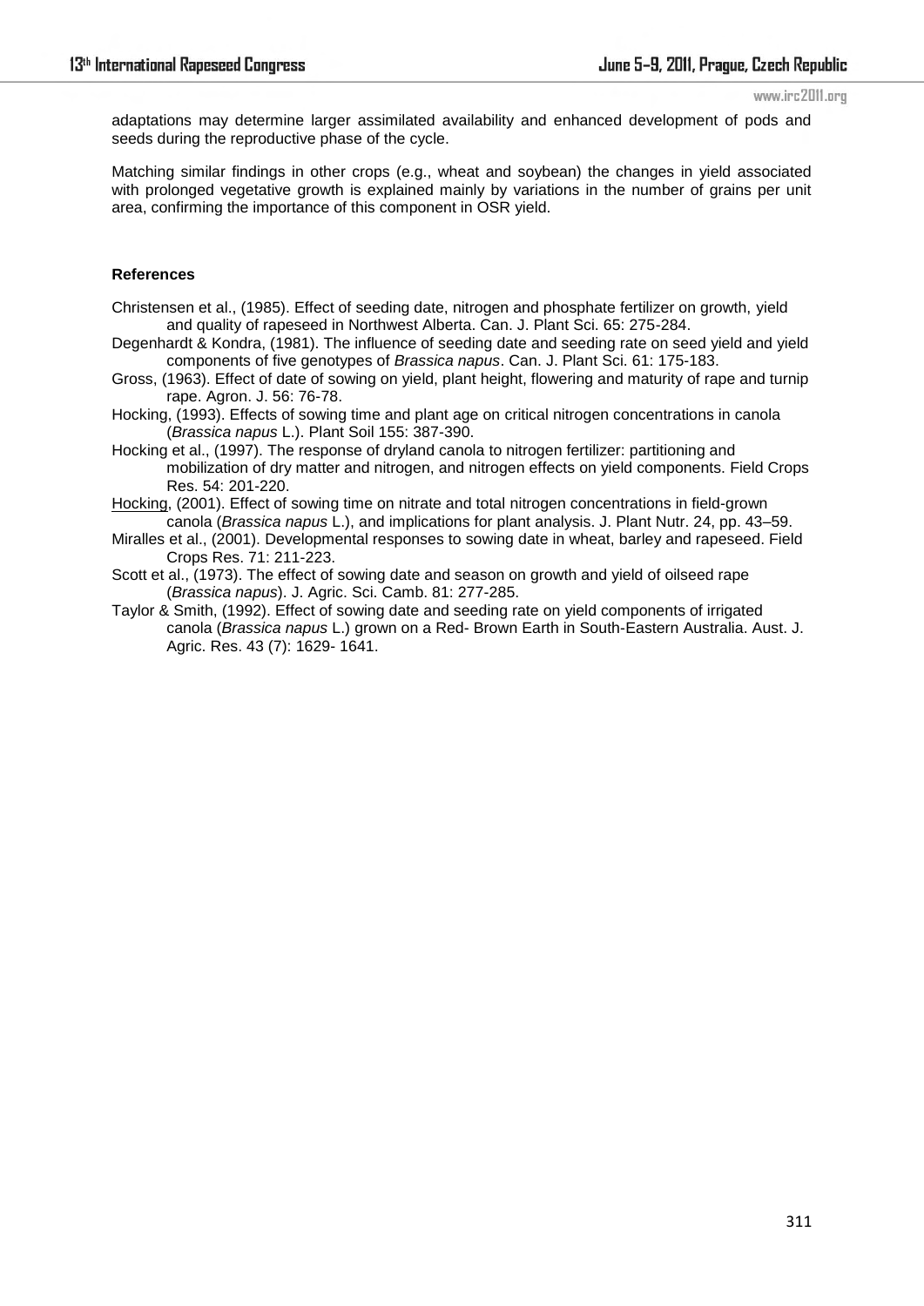adaptations may determine larger assimilated availability and enhanced development of pods and seeds during the reproductive phase of the cycle.

Matching similar findings in other crops (e.g., wheat and soybean) the changes in yield associated with prolonged vegetative growth is explained mainly by variations in the number of grains per unit area, confirming the importance of this component in OSR yield.

**References**

Christensen et al., (1985). Effect of seeding date, nitrogen and phosphate fertilizer on growth, yield and quality of rapeseed in Northwest Alberta. Can. J. Plant Sci. 65: 275-284.

Degenhardt & Kondra, (1981). The influence of seeding date and seeding rate on seed yield and yield components of five genotypes of *Brassica napus*. Can. J. Plant Sci. 61: 175-183.

Gross, (1963). Effect of date of sowing on yield, plant height, flowering and maturity of rape and turnip rape. Agron. J. 56: 76-78.

Hocking, (1993). Effects of sowing time and plant age on critical nitrogen concentrations in canola (*Brassica napus* L.). Plant Soil 155: 387-390.

Hocking et al., (1997). The response of dryland canola to nitrogen fertilizer: partitioning and mobilization of dry matter and nitrogen, and nitrogen effects on yield components. Field Crops Res. 54: 201-220.

Hocking, (2001). Effect of sowing time on nitrate and total nitrogen concentrations in field-grown canola (*Brassica napus* L.), and implications for plant analysis. J. Plant Nutr. 24, pp. 43–59.

Miralles et al., (2001). Developmental responses to sowing date in wheat, barley and rapeseed. Field Crops Res. 71: 211-223.

Scott et al., (1973). The effect of sowing date and season on growth and yield of oilseed rape (*Brassica napus*). J. Agric. Sci. Camb. 81: 277-285.

Taylor & Smith, (1992). Effect of sowing date and seeding rate on yield components of irrigated canola (*Brassica napus* L.) grown on a Red- Brown Earth in South-Eastern Australia. Aust. J. Agric. Res. 43 (7): 1629- 1641.